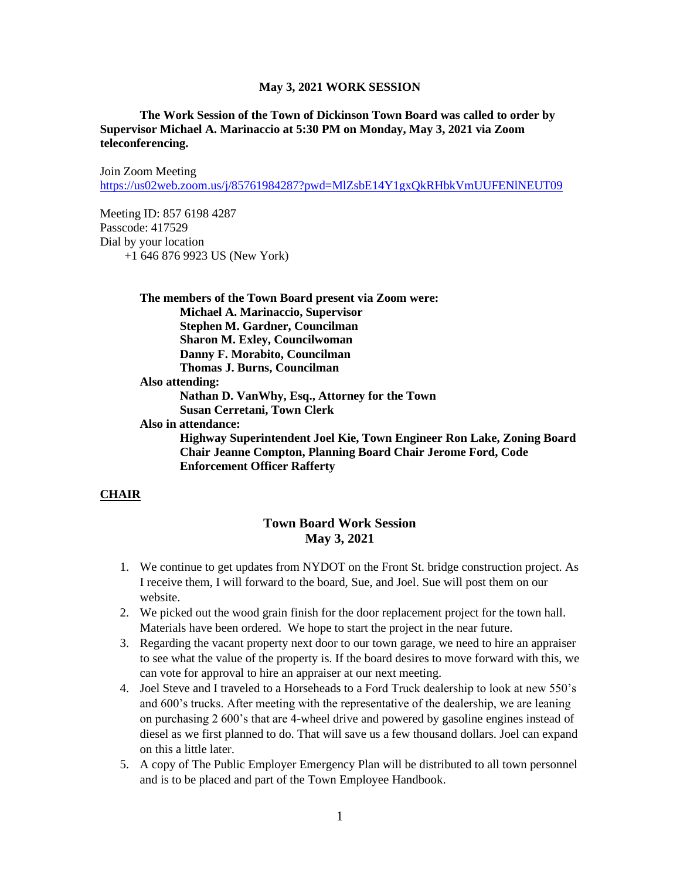**May 3, 2021 WORK SESSION**

**The Work Session of the Town of Dickinson Town Board was called to order by Supervisor Michael A. Marinaccio at 5:30 PM on Monday, May 3, 2021 via Zoom teleconferencing.**

Join Zoom Meeting
https://us02web.zoom.us/j/85761984287?pwd=MlZsbE14Y1gxQkRHbkVmUUFENlNEUT09

Meeting ID: 857 6198 4287
Passcode: 417529
Dial by your location
+1 646 876 9923 US (New York)

**The members of the Town Board present via Zoom were:**
**Michael A. Marinaccio, Supervisor**
**Stephen M. Gardner, Councilman**
**Sharon M. Exley, Councilwoman**
**Danny F. Morabito, Councilman**
**Thomas J. Burns, Councilman**

**Also attending:**
**Nathan D. VanWhy, Esq., Attorney for the Town**
**Susan Cerretani, Town Clerk**

**Also in attendance:**
**Highway Superintendent Joel Kie, Town Engineer Ron Lake, Zoning Board Chair Jeanne Compton, Planning Board Chair Jerome Ford, Code Enforcement Officer Rafferty**

**CHAIR**

**Town Board Work Session**
**May 3, 2021**

1. We continue to get updates from NYDOT on the Front St. bridge construction project. As I receive them, I will forward to the board, Sue, and Joel. Sue will post them on our website.
2. We picked out the wood grain finish for the door replacement project for the town hall. Materials have been ordered. We hope to start the project in the near future.
3. Regarding the vacant property next door to our town garage, we need to hire an appraiser to see what the value of the property is. If the board desires to move forward with this, we can vote for approval to hire an appraiser at our next meeting.
4. Joel Steve and I traveled to a Horseheads to a Ford Truck dealership to look at new 550's and 600's trucks. After meeting with the representative of the dealership, we are leaning on purchasing 2 600's that are 4-wheel drive and powered by gasoline engines instead of diesel as we first planned to do. That will save us a few thousand dollars. Joel can expand on this a little later.
5. A copy of The Public Employer Emergency Plan will be distributed to all town personnel and is to be placed and part of the Town Employee Handbook.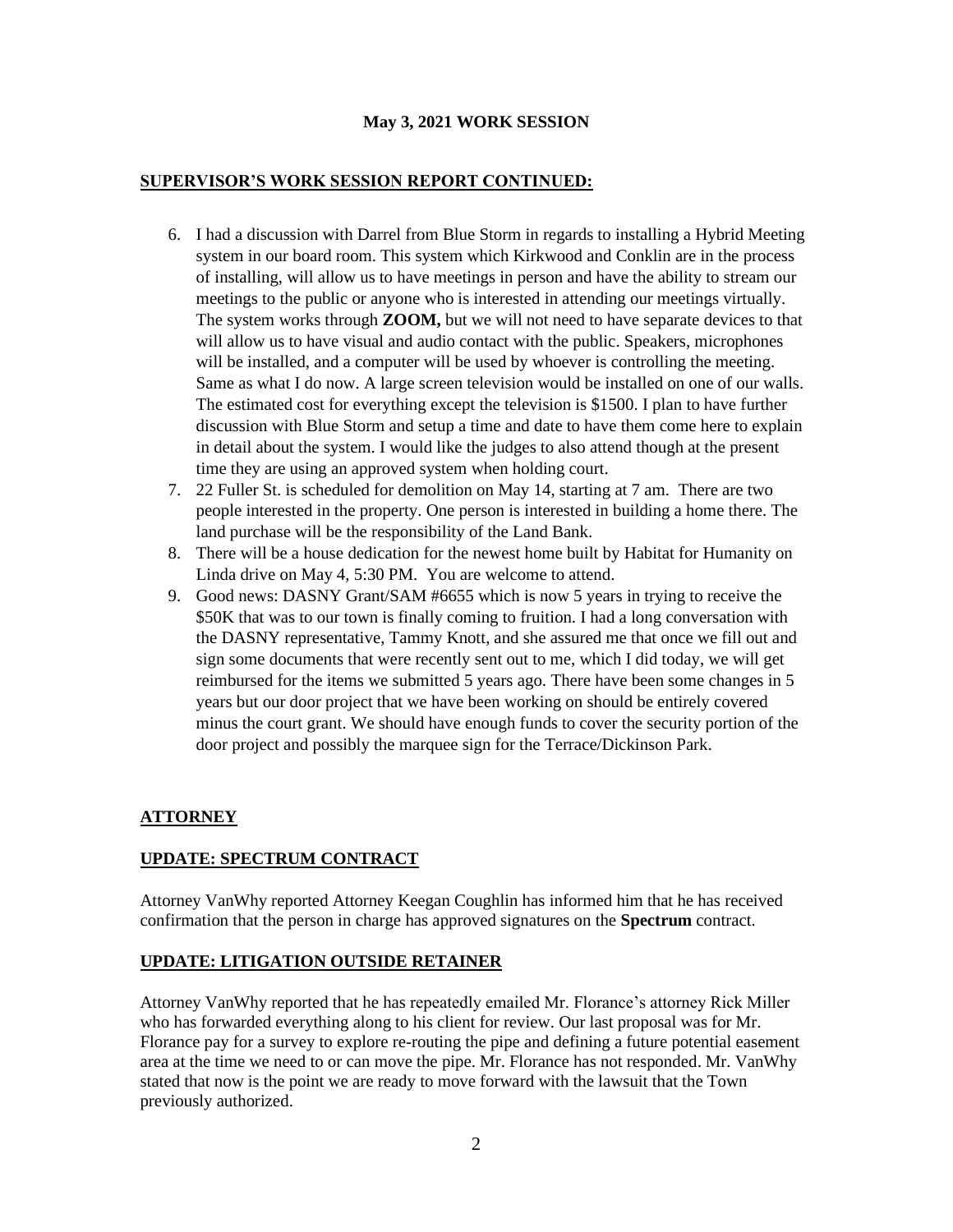**May 3, 2021 WORK SESSION**

## SUPERVISOR'S WORK SESSION REPORT CONTINUED:

6. I had a discussion with Darrel from Blue Storm in regards to installing a Hybrid Meeting system in our board room. This system which Kirkwood and Conklin are in the process of installing, will allow us to have meetings in person and have the ability to stream our meetings to the public or anyone who is interested in attending our meetings virtually. The system works through **ZOOM,** but we will not need to have separate devices to that will allow us to have visual and audio contact with the public. Speakers, microphones will be installed, and a computer will be used by whoever is controlling the meeting. Same as what I do now. A large screen television would be installed on one of our walls. The estimated cost for everything except the television is $1500. I plan to have further discussion with Blue Storm and setup a time and date to have them come here to explain in detail about the system. I would like the judges to also attend though at the present time they are using an approved system when holding court.
7. 22 Fuller St. is scheduled for demolition on May 14, starting at 7 am. There are two people interested in the property. One person is interested in building a home there. The land purchase will be the responsibility of the Land Bank.
8. There will be a house dedication for the newest home built by Habitat for Humanity on Linda drive on May 4, 5:30 PM. You are welcome to attend.
9. Good news: DASNY Grant/SAM #6655 which is now 5 years in trying to receive the $50K that was to our town is finally coming to fruition. I had a long conversation with the DASNY representative, Tammy Knott, and she assured me that once we fill out and sign some documents that were recently sent out to me, which I did today, we will get reimbursed for the items we submitted 5 years ago. There have been some changes in 5 years but our door project that we have been working on should be entirely covered minus the court grant. We should have enough funds to cover the security portion of the door project and possibly the marquee sign for the Terrace/Dickinson Park.

## ATTORNEY

### UPDATE: SPECTRUM CONTRACT

Attorney VanWhy reported Attorney Keegan Coughlin has informed him that he has received confirmation that the person in charge has approved signatures on the **Spectrum** contract.

### UPDATE: LITIGATION OUTSIDE RETAINER

Attorney VanWhy reported that he has repeatedly emailed Mr. Florance's attorney Rick Miller who has forwarded everything along to his client for review. Our last proposal was for Mr. Florance pay for a survey to explore re-routing the pipe and defining a future potential easement area at the time we need to or can move the pipe. Mr. Florance has not responded. Mr. VanWhy stated that now is the point we are ready to move forward with the lawsuit that the Town previously authorized.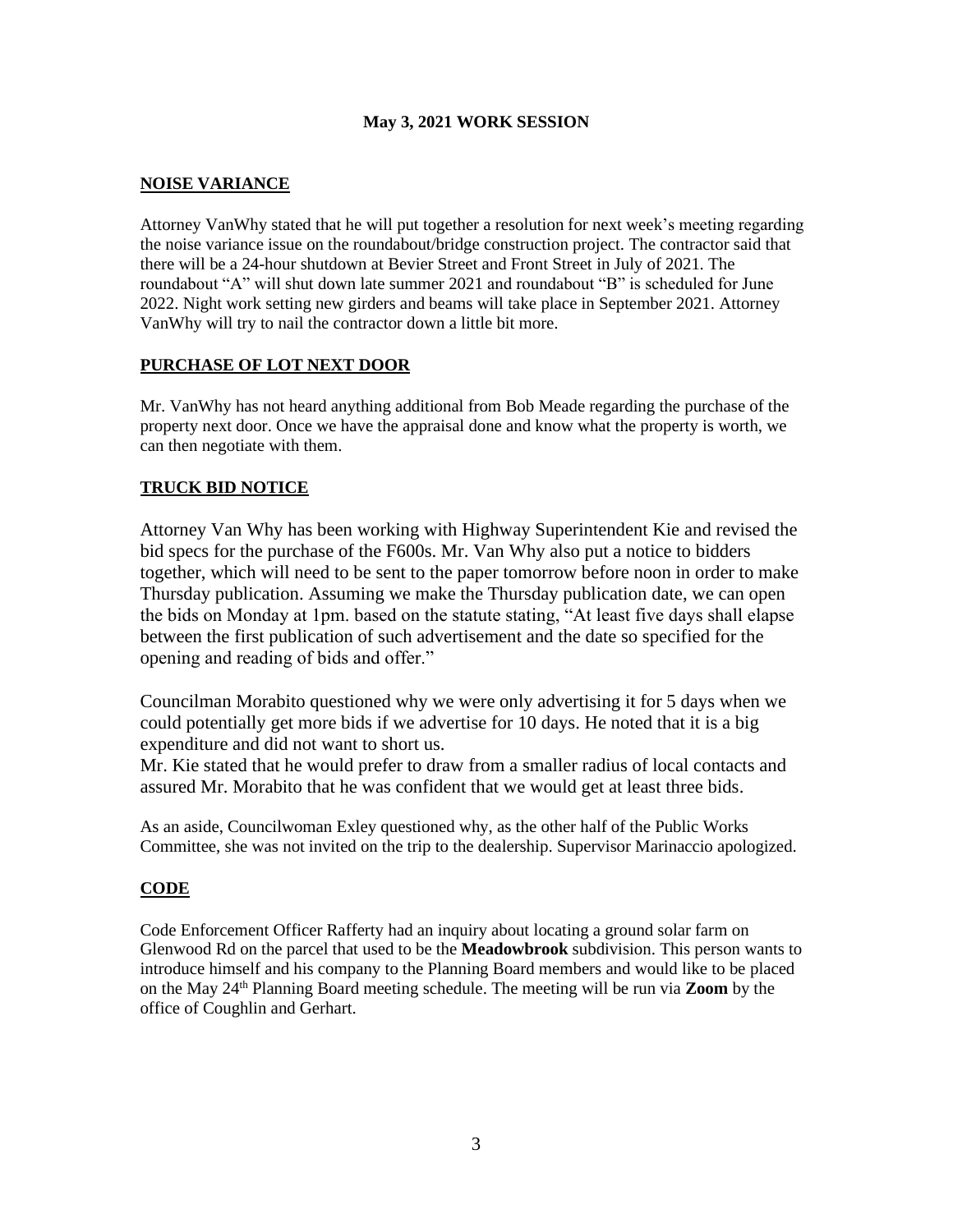**May 3, 2021 WORK SESSION**

## NOISE VARIANCE

Attorney VanWhy stated that he will put together a resolution for next week's meeting regarding the noise variance issue on the roundabout/bridge construction project. The contractor said that there will be a 24-hour shutdown at Bevier Street and Front Street in July of 2021. The roundabout "A" will shut down late summer 2021 and roundabout "B" is scheduled for June 2022. Night work setting new girders and beams will take place in September 2021. Attorney VanWhy will try to nail the contractor down a little bit more.

## PURCHASE OF LOT NEXT DOOR

Mr. VanWhy has not heard anything additional from Bob Meade regarding the purchase of the property next door. Once we have the appraisal done and know what the property is worth, we can then negotiate with them.

## TRUCK BID NOTICE

Attorney Van Why has been working with Highway Superintendent Kie and revised the bid specs for the purchase of the F600s. Mr. Van Why also put a notice to bidders together, which will need to be sent to the paper tomorrow before noon in order to make Thursday publication. Assuming we make the Thursday publication date, we can open the bids on Monday at 1pm. based on the statute stating, "At least five days shall elapse between the first publication of such advertisement and the date so specified for the opening and reading of bids and offer."

Councilman Morabito questioned why we were only advertising it for 5 days when we could potentially get more bids if we advertise for 10 days. He noted that it is a big expenditure and did not want to short us.
Mr. Kie stated that he would prefer to draw from a smaller radius of local contacts and assured Mr. Morabito that he was confident that we would get at least three bids.

As an aside, Councilwoman Exley questioned why, as the other half of the Public Works Committee, she was not invited on the trip to the dealership. Supervisor Marinaccio apologized.

## CODE

Code Enforcement Officer Rafferty had an inquiry about locating a ground solar farm on Glenwood Rd on the parcel that used to be the **Meadowbrook** subdivision. This person wants to introduce himself and his company to the Planning Board members and would like to be placed on the May 24th Planning Board meeting schedule. The meeting will be run via **Zoom** by the office of Coughlin and Gerhart.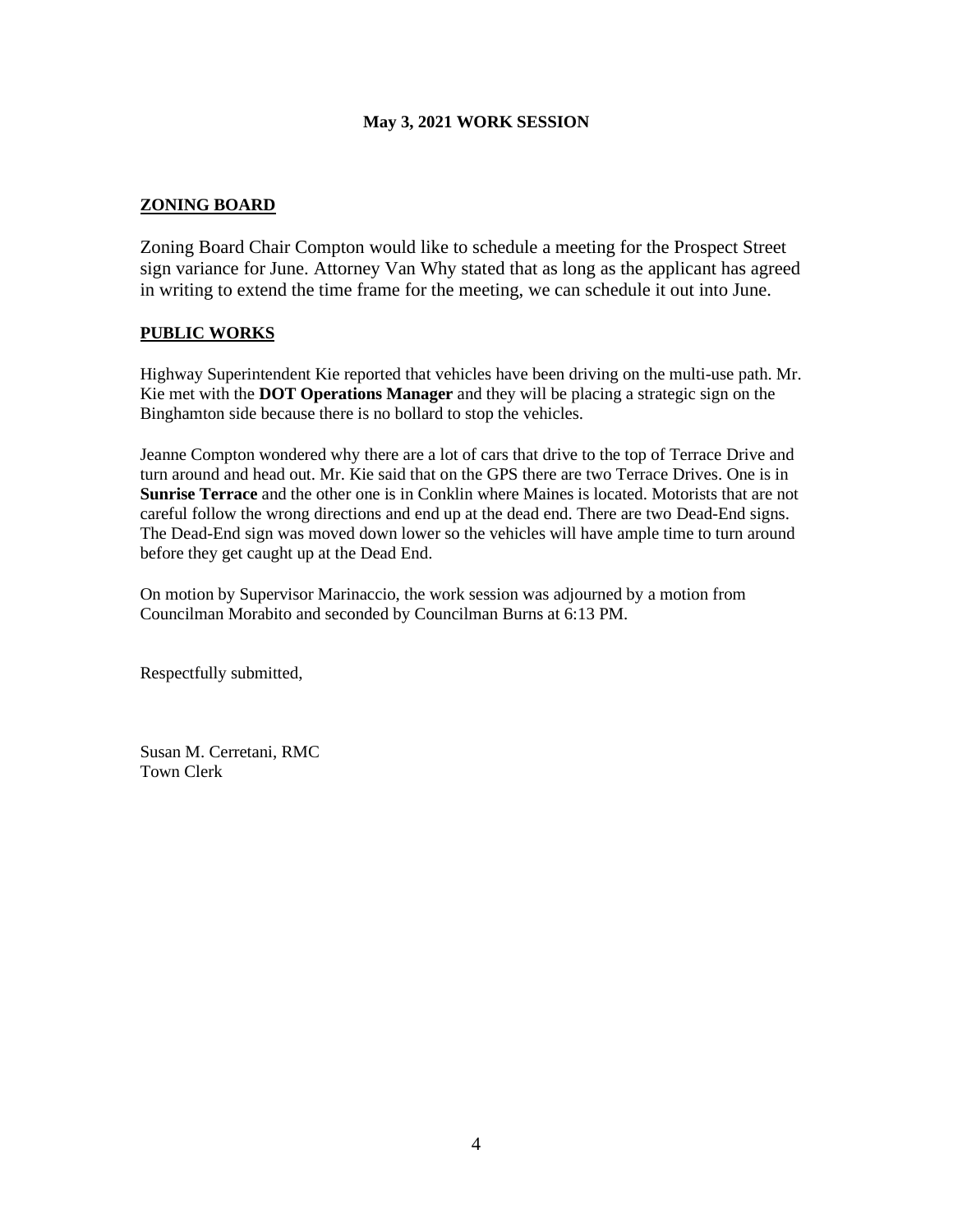**May 3, 2021 WORK SESSION**

**ZONING BOARD**

Zoning Board Chair Compton would like to schedule a meeting for the Prospect Street sign variance for June. Attorney Van Why stated that as long as the applicant has agreed in writing to extend the time frame for the meeting, we can schedule it out into June.

**PUBLIC WORKS**

Highway Superintendent Kie reported that vehicles have been driving on the multi-use path. Mr. Kie met with the **DOT Operations Manager** and they will be placing a strategic sign on the Binghamton side because there is no bollard to stop the vehicles.

Jeanne Compton wondered why there are a lot of cars that drive to the top of Terrace Drive and turn around and head out. Mr. Kie said that on the GPS there are two Terrace Drives. One is in **Sunrise Terrace** and the other one is in Conklin where Maines is located. Motorists that are not careful follow the wrong directions and end up at the dead end. There are two Dead-End signs. The Dead-End sign was moved down lower so the vehicles will have ample time to turn around before they get caught up at the Dead End.

On motion by Supervisor Marinaccio, the work session was adjourned by a motion from Councilman Morabito and seconded by Councilman Burns at 6:13 PM.

Respectfully submitted,

Susan M. Cerretani, RMC
Town Clerk